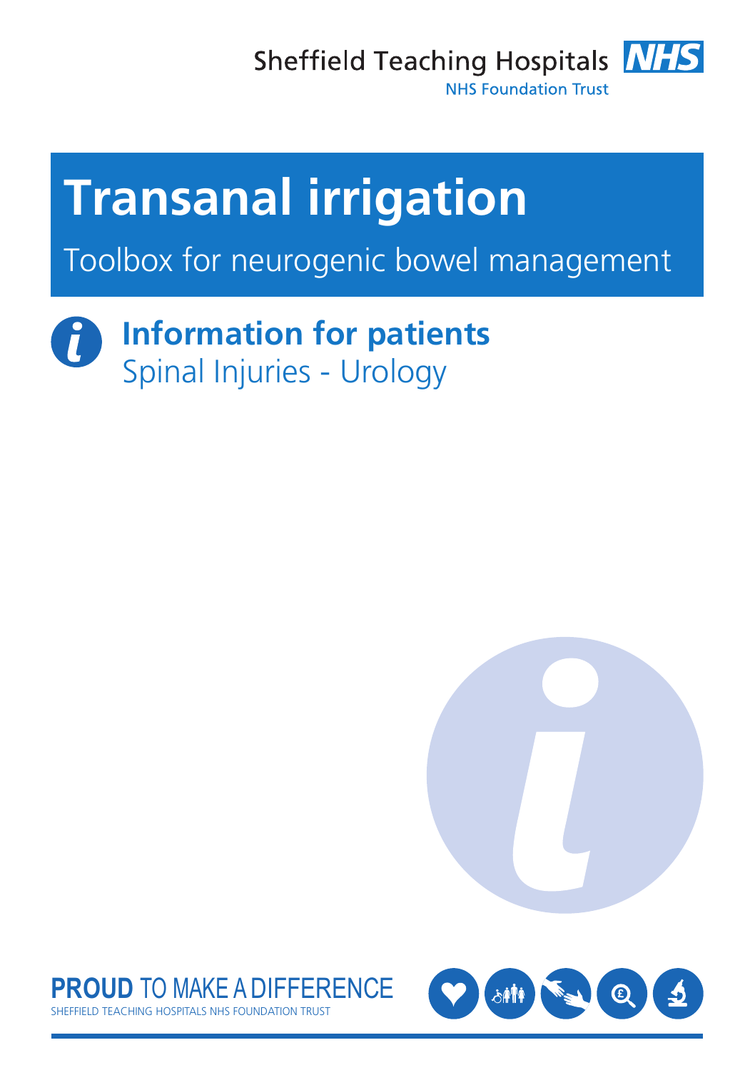Sheffield Teaching Hospitals NHS Foundation Trust

# Transanal irrigation

Toolbox for neurogenic bowel management

## Information for patients

Spinal Injuries - Urology

**PROUD** TO MAKE A DIFFERENCE

SHEFFIELD TEACHING HOSPITALS NHS FOUNDATION TRUST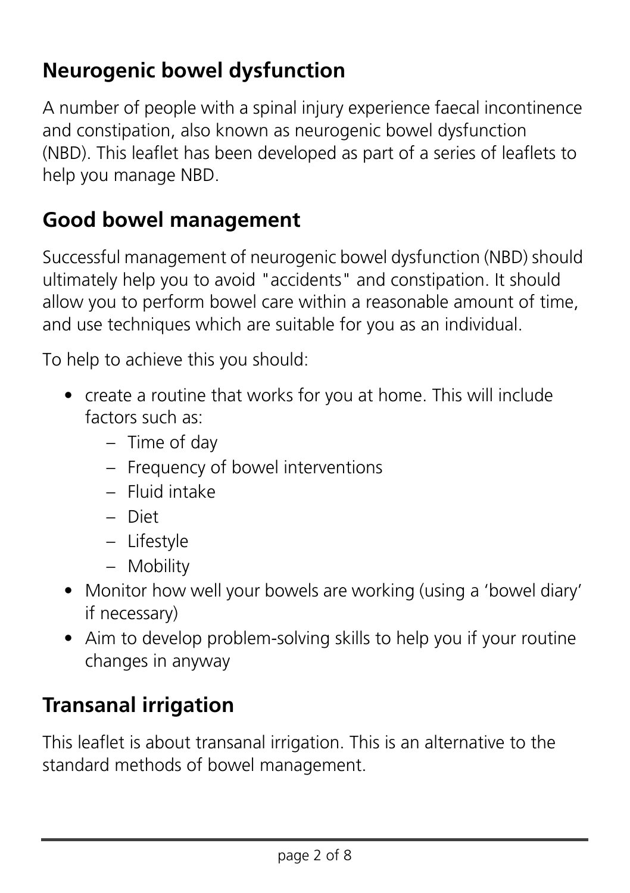## Neurogenic bowel dysfunction

A number of people with a spinal injury experience faecal incontinence and constipation, also known as neurogenic bowel dysfunction (NBD). This leaflet has been developed as part of a series of leaflets to help you manage NBD.

## Good bowel management

Successful management of neurogenic bowel dysfunction (NBD) should ultimately help you to avoid "accidents" and constipation. It should allow you to perform bowel care within a reasonable amount of time, and use techniques which are suitable for you as an individual.

To help to achieve this you should:

- create a routine that works for you at home. This will include factors such as:
  - Time of day
  - Frequency of bowel interventions
  - Fluid intake
  - Diet
  - Lifestyle
  - Mobility
- Monitor how well your bowels are working (using a 'bowel diary' if necessary)
- Aim to develop problem-solving skills to help you if your routine changes in anyway

## Transanal irrigation

This leaflet is about transanal irrigation. This is an alternative to the standard methods of bowel management.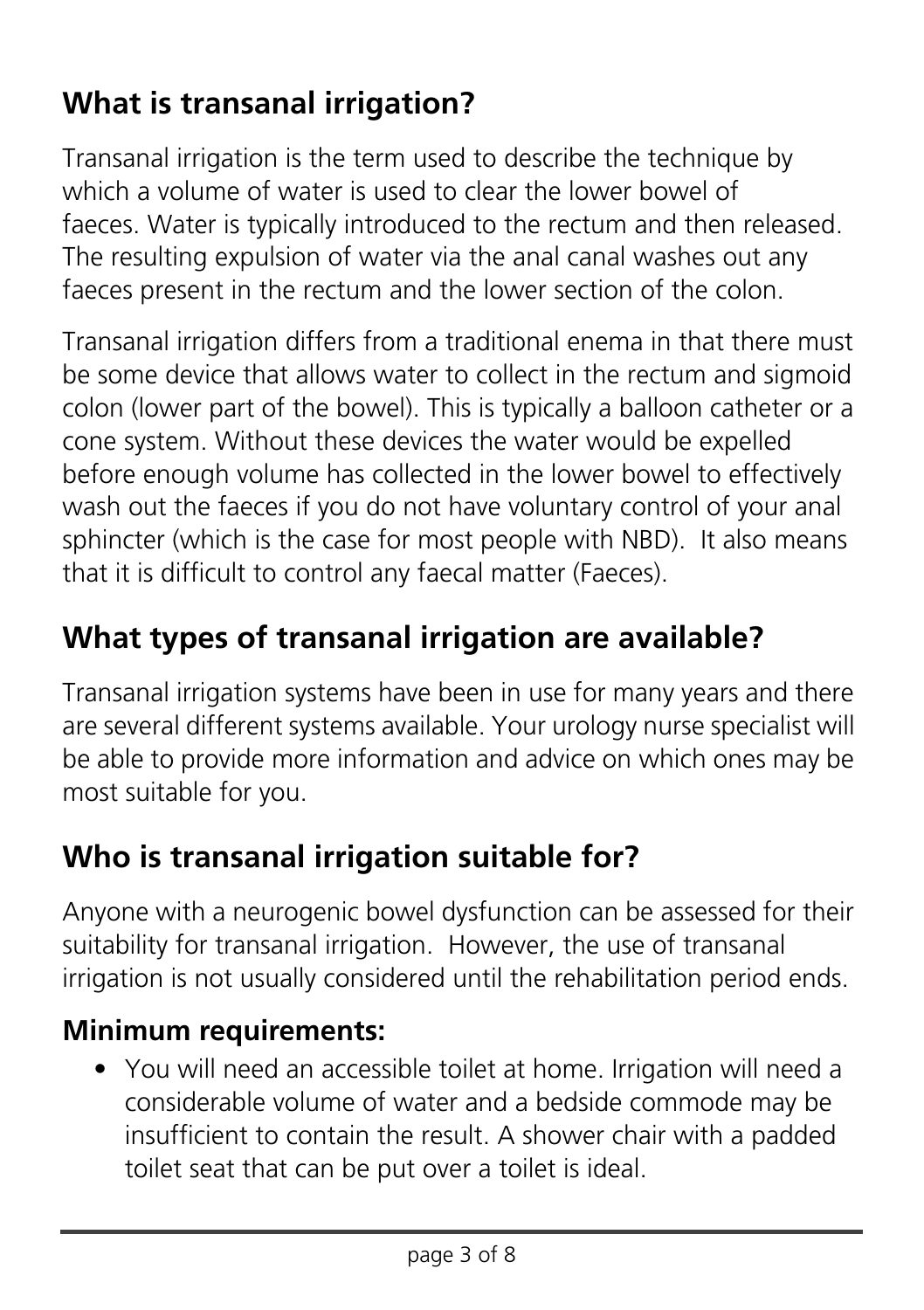## What is transanal irrigation?

Transanal irrigation is the term used to describe the technique by which a volume of water is used to clear the lower bowel of faeces. Water is typically introduced to the rectum and then released. The resulting expulsion of water via the anal canal washes out any faeces present in the rectum and the lower section of the colon.

Transanal irrigation differs from a traditional enema in that there must be some device that allows water to collect in the rectum and sigmoid colon (lower part of the bowel). This is typically a balloon catheter or a cone system. Without these devices the water would be expelled before enough volume has collected in the lower bowel to effectively wash out the faeces if you do not have voluntary control of your anal sphincter (which is the case for most people with NBD). It also means that it is difficult to control any faecal matter (Faeces).

## What types of transanal irrigation are available?

Transanal irrigation systems have been in use for many years and there are several different systems available. Your urology nurse specialist will be able to provide more information and advice on which ones may be most suitable for you.

## Who is transanal irrigation suitable for?

Anyone with a neurogenic bowel dysfunction can be assessed for their suitability for transanal irrigation. However, the use of transanal irrigation is not usually considered until the rehabilitation period ends.

### Minimum requirements:

- You will need an accessible toilet at home. Irrigation will need a considerable volume of water and a bedside commode may be insufficient to contain the result. A shower chair with a padded toilet seat that can be put over a toilet is ideal.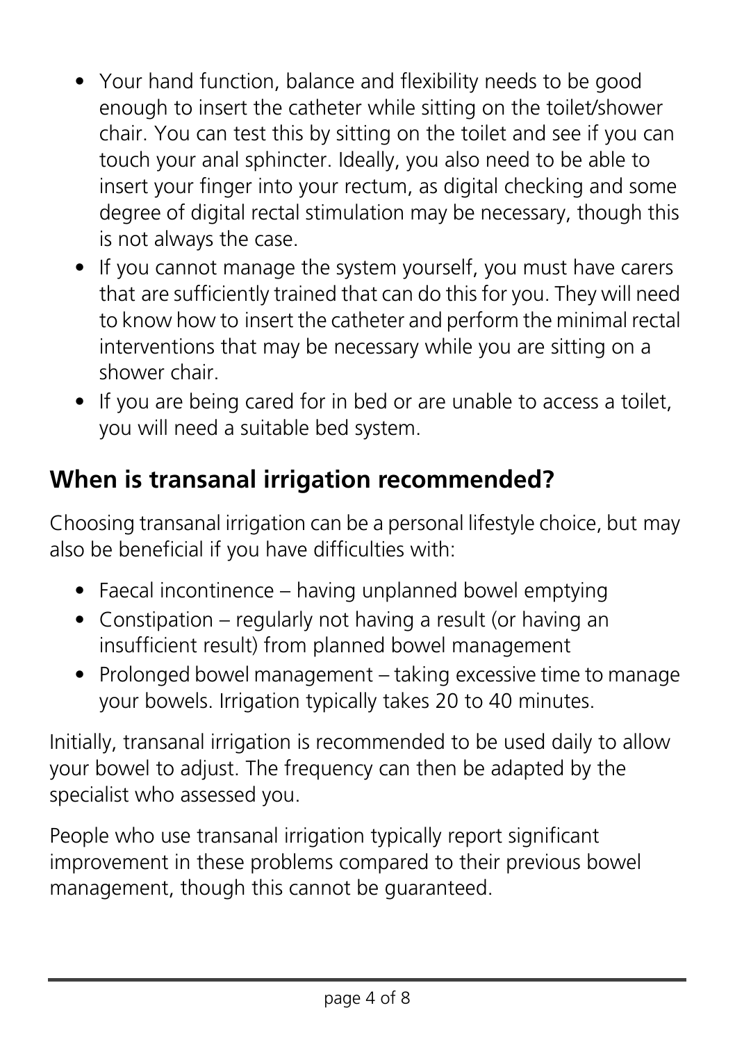- Your hand function, balance and flexibility needs to be good enough to insert the catheter while sitting on the toilet/shower chair. You can test this by sitting on the toilet and see if you can touch your anal sphincter. Ideally, you also need to be able to insert your finger into your rectum, as digital checking and some degree of digital rectal stimulation may be necessary, though this is not always the case.
- If you cannot manage the system yourself, you must have carers that are sufficiently trained that can do this for you. They will need to know how to insert the catheter and perform the minimal rectal interventions that may be necessary while you are sitting on a shower chair.
- If you are being cared for in bed or are unable to access a toilet, you will need a suitable bed system.

## When is transanal irrigation recommended?

Choosing transanal irrigation can be a personal lifestyle choice, but may also be beneficial if you have difficulties with:

- Faecal incontinence – having unplanned bowel emptying
- Constipation – regularly not having a result (or having an insufficient result) from planned bowel management
- Prolonged bowel management – taking excessive time to manage your bowels. Irrigation typically takes 20 to 40 minutes.

Initially, transanal irrigation is recommended to be used daily to allow your bowel to adjust. The frequency can then be adapted by the specialist who assessed you.

People who use transanal irrigation typically report significant improvement in these problems compared to their previous bowel management, though this cannot be guaranteed.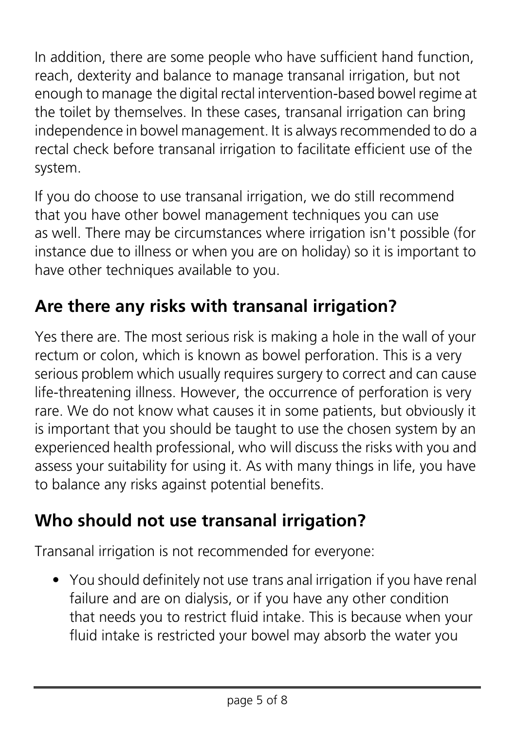In addition, there are some people who have sufficient hand function, reach, dexterity and balance to manage transanal irrigation, but not enough to manage the digital rectal intervention-based bowel regime at the toilet by themselves. In these cases, transanal irrigation can bring independence in bowel management. It is always recommended to do a rectal check before transanal irrigation to facilitate efficient use of the system.

If you do choose to use transanal irrigation, we do still recommend that you have other bowel management techniques you can use as well. There may be circumstances where irrigation isn't possible (for instance due to illness or when you are on holiday) so it is important to have other techniques available to you.

## Are there any risks with transanal irrigation?

Yes there are. The most serious risk is making a hole in the wall of your rectum or colon, which is known as bowel perforation. This is a very serious problem which usually requires surgery to correct and can cause life-threatening illness. However, the occurrence of perforation is very rare. We do not know what causes it in some patients, but obviously it is important that you should be taught to use the chosen system by an experienced health professional, who will discuss the risks with you and assess your suitability for using it. As with many things in life, you have to balance any risks against potential benefits.

## Who should not use transanal irrigation?

Transanal irrigation is not recommended for everyone:

- You should definitely not use trans anal irrigation if you have renal failure and are on dialysis, or if you have any other condition that needs you to restrict fluid intake. This is because when your fluid intake is restricted your bowel may absorb the water you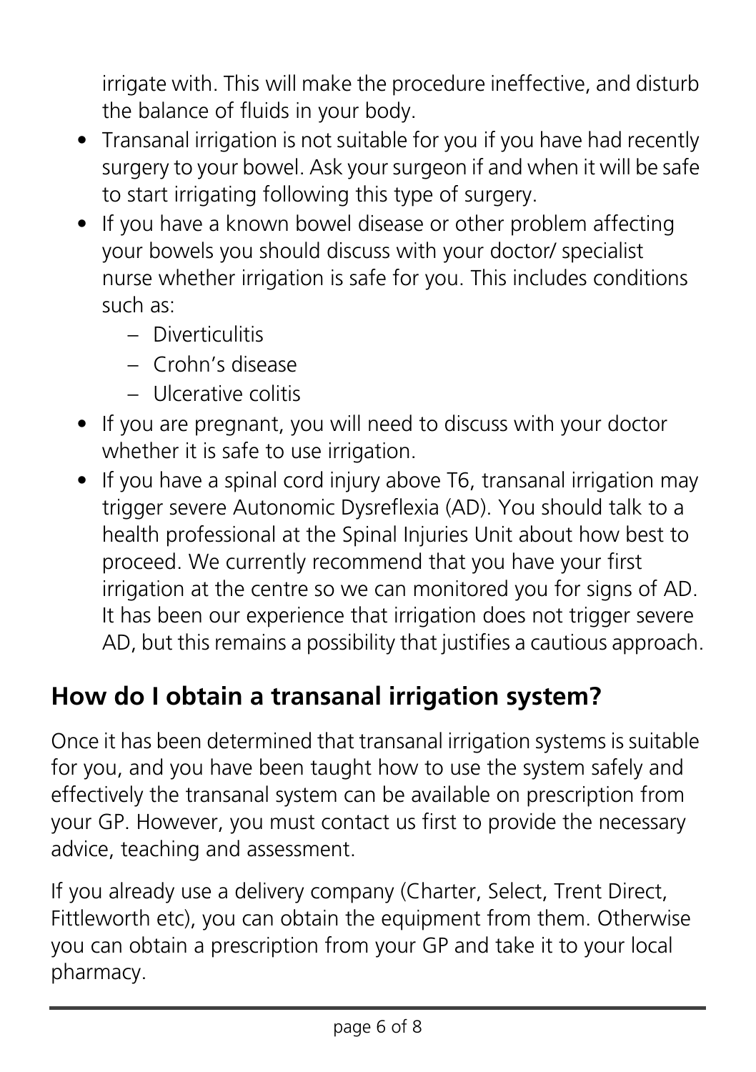irrigate with. This will make the procedure ineffective, and disturb the balance of fluids in your body.

- Transanal irrigation is not suitable for you if you have had recently surgery to your bowel. Ask your surgeon if and when it will be safe to start irrigating following this type of surgery.
- If you have a known bowel disease or other problem affecting your bowels you should discuss with your doctor/ specialist nurse whether irrigation is safe for you. This includes conditions such as:
  - Diverticulitis
  - Crohn's disease
  - Ulcerative colitis
- If you are pregnant, you will need to discuss with your doctor whether it is safe to use irrigation.
- If you have a spinal cord injury above T6, transanal irrigation may trigger severe Autonomic Dysreflexia (AD). You should talk to a health professional at the Spinal Injuries Unit about how best to proceed. We currently recommend that you have your first irrigation at the centre so we can monitored you for signs of AD. It has been our experience that irrigation does not trigger severe AD, but this remains a possibility that justifies a cautious approach.

## How do I obtain a transanal irrigation system?

Once it has been determined that transanal irrigation systems is suitable for you, and you have been taught how to use the system safely and effectively the transanal system can be available on prescription from your GP. However, you must contact us first to provide the necessary advice, teaching and assessment.

If you already use a delivery company (Charter, Select, Trent Direct, Fittleworth etc), you can obtain the equipment from them. Otherwise you can obtain a prescription from your GP and take it to your local pharmacy.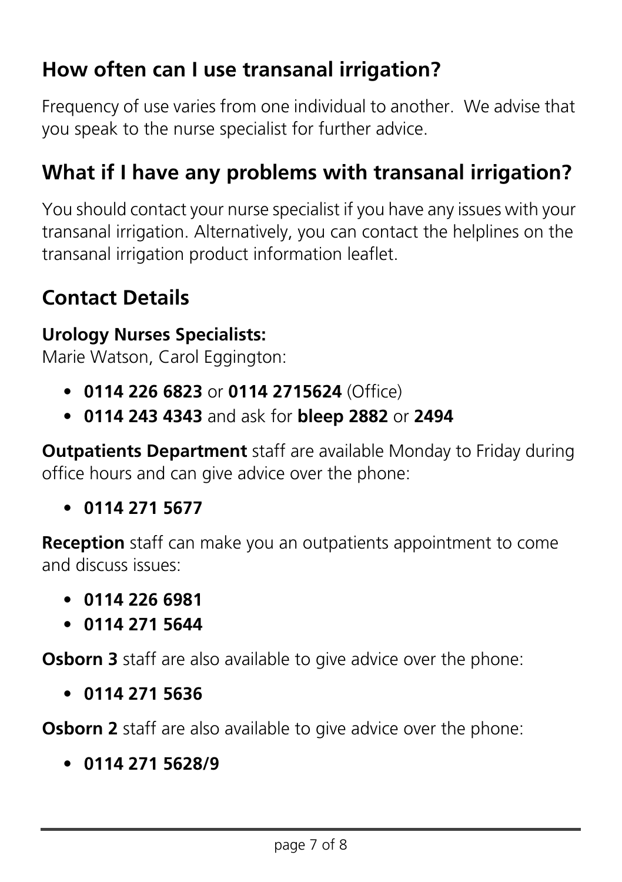## How often can I use transanal irrigation?

Frequency of use varies from one individual to another. We advise that you speak to the nurse specialist for further advice.

## What if I have any problems with transanal irrigation?

You should contact your nurse specialist if you have any issues with your transanal irrigation. Alternatively, you can contact the helplines on the transanal irrigation product information leaflet.

## Contact Details

**Urology Nurses Specialists:**
Marie Watson, Carol Eggington:

- **0114 226 6823** or **0114 2715624** (Office)
- **0114 243 4343** and ask for **bleep 2882** or **2494**

**Outpatients Department** staff are available Monday to Friday during office hours and can give advice over the phone:

- **0114 271 5677**

**Reception** staff can make you an outpatients appointment to come and discuss issues:

- **0114 226 6981**
- **0114 271 5644**

**Osborn 3** staff are also available to give advice over the phone:

- **0114 271 5636**

**Osborn 2** staff are also available to give advice over the phone:

- **0114 271 5628/9**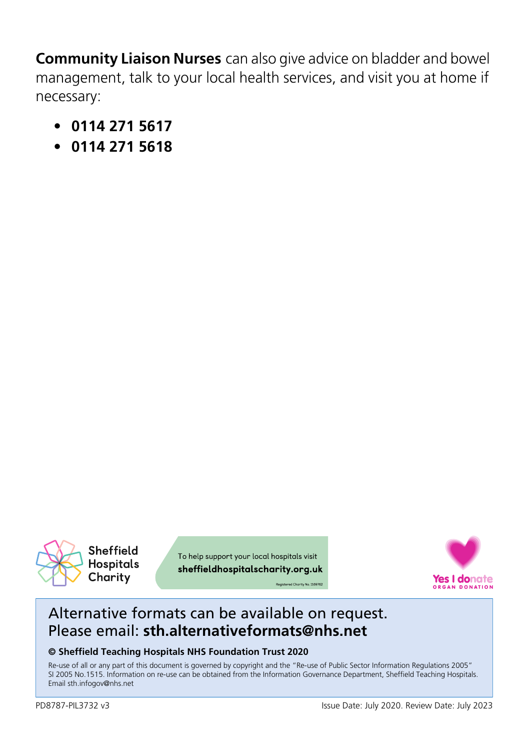**Community Liaison Nurses** can also give advice on bladder and bowel management, talk to your local health services, and visit you at home if necessary:

- **0114 271 5617**
- **0114 271 5618**

Sheffield Hospitals Charity

To help support your local hospitals visit **sheffieldhospitalscharity.org.uk**

Registered Charity No. 1169762

Yes I donate ORGAN DONATION

Alternative formats can be available on request. Please email: **sth.alternativeformats@nhs.net**

**© Sheffield Teaching Hospitals NHS Foundation Trust 2020**

Re-use of all or any part of this document is governed by copyright and the "Re-use of Public Sector Information Regulations 2005" SI 2005 No.1515. Information on re-use can be obtained from the Information Governance Department, Sheffield Teaching Hospitals. Email sth.infogov@nhs.net

PD8787-PIL3732 v3

Issue Date: July 2020. Review Date: July 2023